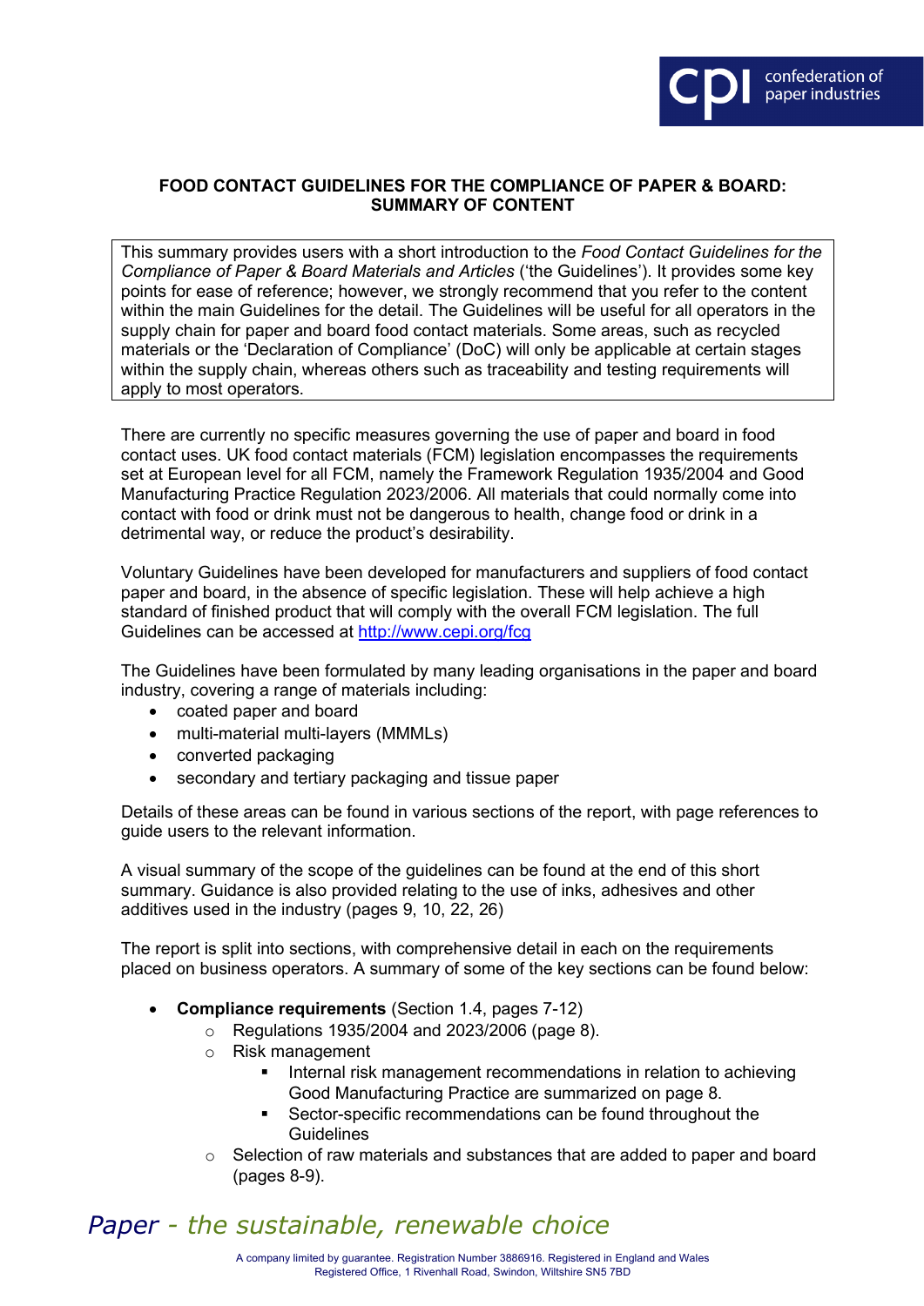## FOOD CONTACT GUIDELINES FOR THE COMPLIANCE OF PAPER & BOARD: SUMMARY OF CONTENT

This summary provides users with a short introduction to the *Food Contact Guidelines for the Compliance of Paper & Board Materials and Articles* ('the Guidelines'). It provides some key points for ease of reference; however, we strongly recommend that you refer to the content within the main Guidelines for the detail. The Guidelines will be useful for all operators in the supply chain for paper and board food contact materials. Some areas, such as recycled materials or the 'Declaration of Compliance' (DoC) will only be applicable at certain stages within the supply chain, whereas others such as traceability and testing requirements will apply to most operators.

There are currently no specific measures governing the use of paper and board in food contact uses. UK food contact materials (FCM) legislation encompasses the requirements set at European level for all FCM, namely the Framework Regulation 1935/2004 and Good Manufacturing Practice Regulation 2023/2006. All materials that could normally come into contact with food or drink must not be dangerous to health, change food or drink in a detrimental way, or reduce the product's desirability.

Voluntary Guidelines have been developed for manufacturers and suppliers of food contact paper and board, in the absence of specific legislation. These will help achieve a high standard of finished product that will comply with the overall FCM legislation. The full Guidelines can be accessed at [http://www.cepi.org/fcg](http://www.cepi.org/fcg)

The Guidelines have been formulated by many leading organisations in the paper and board industry, covering a range of materials including:

- coated paper and board
- multi-material multi-layers (MMMLs)
- converted packaging
- secondary and tertiary packaging and tissue paper

Details of these areas can be found in various sections of the report, with page references to guide users to the relevant information.

A visual summary of the scope of the guidelines can be found at the end of this short summary. Guidance is also provided relating to the use of inks, adhesives and other additives used in the industry (pages 9, 10, 22, 26)

The report is split into sections, with comprehensive detail in each on the requirements placed on business operators. A summary of some of the key sections can be found below:

- **Compliance requirements** (Section 1.4, pages 7-12)
  - Regulations 1935/2004 and 2023/2006 (page 8).
  - Risk management
    - Internal risk management recommendations in relation to achieving Good Manufacturing Practice are summarized on page 8.
    - Sector-specific recommendations can be found throughout the Guidelines
  - Selection of raw materials and substances that are added to paper and board (pages 8-9).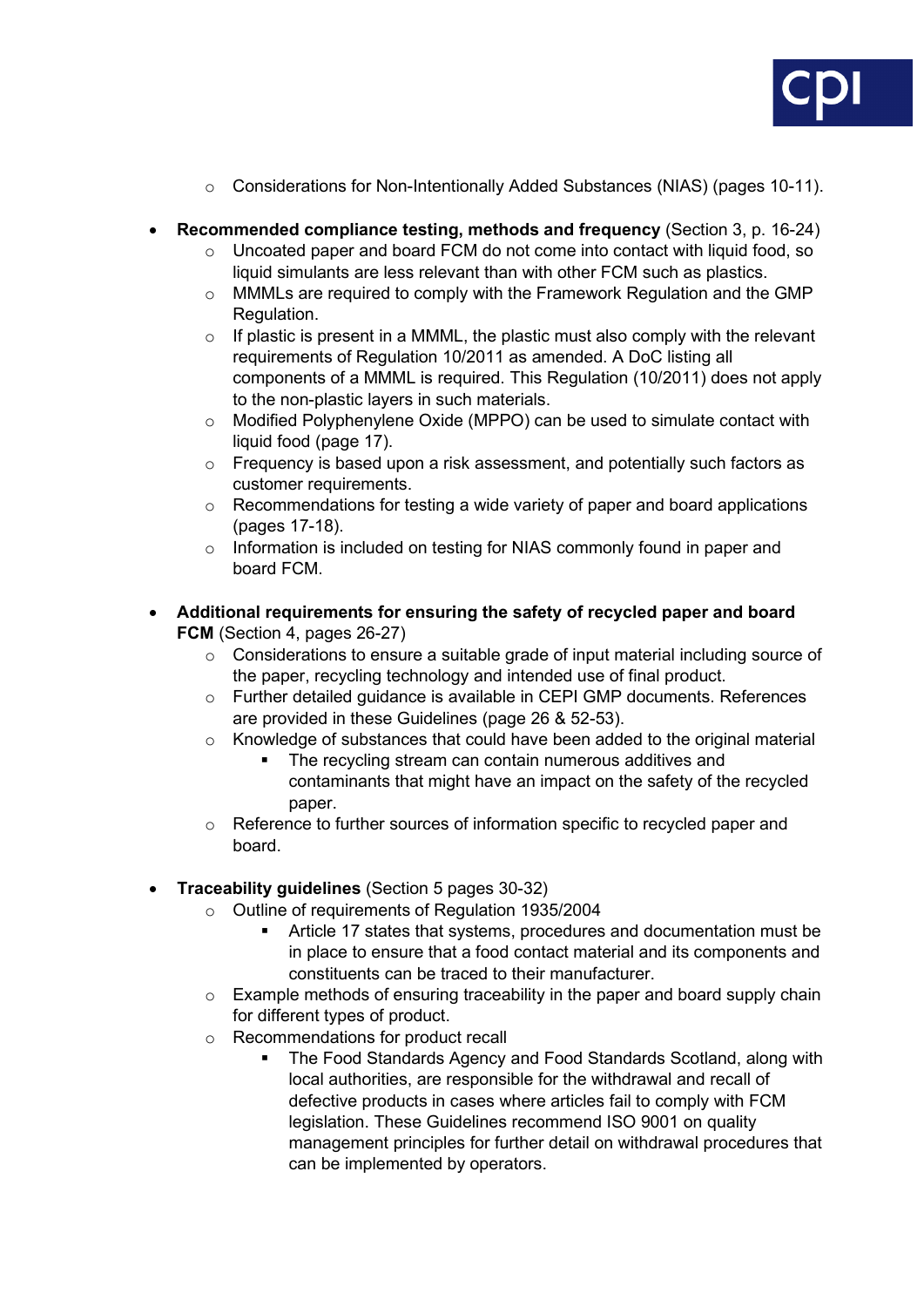- Considerations for Non-Intentionally Added Substances (NIAS) (pages 10-11).

- **Recommended compliance testing, methods and frequency** (Section 3, p. 16-24)
    - Uncoated paper and board FCM do not come into contact with liquid food, so liquid simulants are less relevant than with other FCM such as plastics.
    - MMMLs are required to comply with the Framework Regulation and the GMP Regulation.
    - If plastic is present in a MMML, the plastic must also comply with the relevant requirements of Regulation 10/2011 as amended. A DoC listing all components of a MMML is required. This Regulation (10/2011) does not apply to the non-plastic layers in such materials.
    - Modified Polyphenylene Oxide (MPPO) can be used to simulate contact with liquid food (page 17).
    - Frequency is based upon a risk assessment, and potentially such factors as customer requirements.
    - Recommendations for testing a wide variety of paper and board applications (pages 17-18).
    - Information is included on testing for NIAS commonly found in paper and board FCM.

- **Additional requirements for ensuring the safety of recycled paper and board FCM** (Section 4, pages 26-27)
    - Considerations to ensure a suitable grade of input material including source of the paper, recycling technology and intended use of final product.
    - Further detailed guidance is available in CEPI GMP documents. References are provided in these Guidelines (page 26 & 52-53).
    - Knowledge of substances that could have been added to the original material
        - The recycling stream can contain numerous additives and contaminants that might have an impact on the safety of the recycled paper.
    - Reference to further sources of information specific to recycled paper and board.

- **Traceability guidelines** (Section 5 pages 30-32)
    - Outline of requirements of Regulation 1935/2004
        - Article 17 states that systems, procedures and documentation must be in place to ensure that a food contact material and its components and constituents can be traced to their manufacturer.
    - Example methods of ensuring traceability in the paper and board supply chain for different types of product.
    - Recommendations for product recall
        - The Food Standards Agency and Food Standards Scotland, along with local authorities, are responsible for the withdrawal and recall of defective products in cases where articles fail to comply with FCM legislation. These Guidelines recommend ISO 9001 on quality management principles for further detail on withdrawal procedures that can be implemented by operators.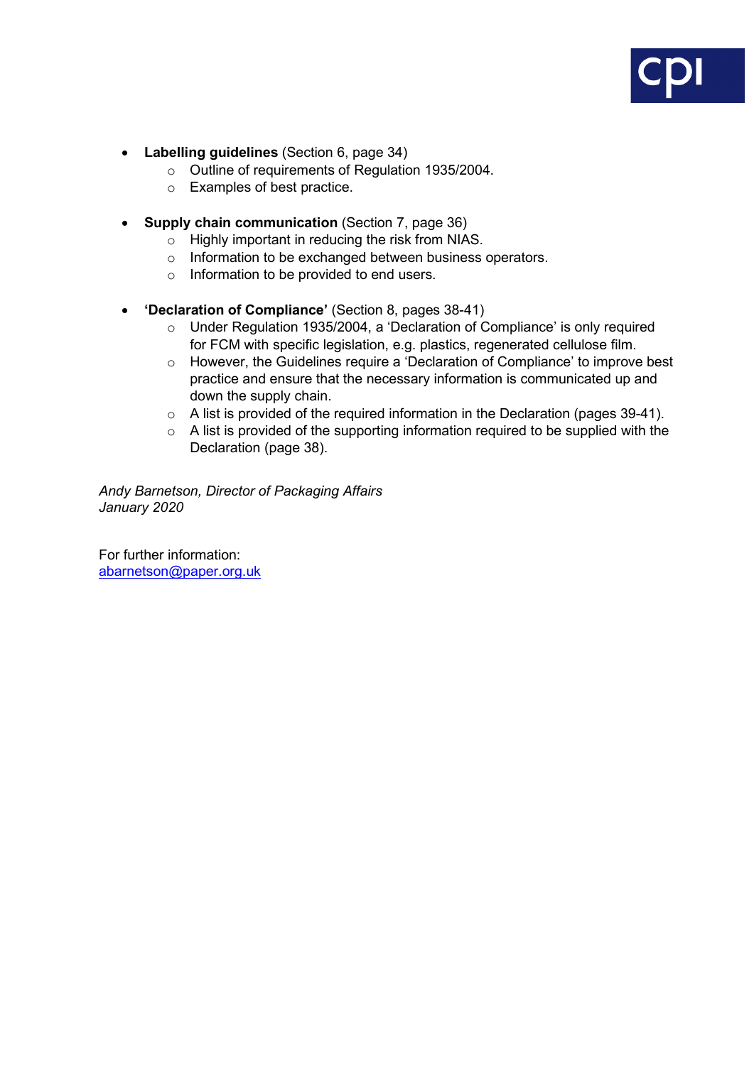- **Labelling guidelines** (Section 6, page 34)
    - Outline of requirements of Regulation 1935/2004.
    - Examples of best practice.

- **Supply chain communication** (Section 7, page 36)
    - Highly important in reducing the risk from NIAS.
    - Information to be exchanged between business operators.
    - Information to be provided to end users.

- **'Declaration of Compliance'** (Section 8, pages 38-41)
    - Under Regulation 1935/2004, a 'Declaration of Compliance' is only required for FCM with specific legislation, e.g. plastics, regenerated cellulose film.
    - However, the Guidelines require a 'Declaration of Compliance' to improve best practice and ensure that the necessary information is communicated up and down the supply chain.
    - A list is provided of the required information in the Declaration (pages 39-41).
    - A list is provided of the supporting information required to be supplied with the Declaration (page 38).

*Andy Barnetson, Director of Packaging Affairs*
*January 2020*

For further information:
abarnetson@paper.org.uk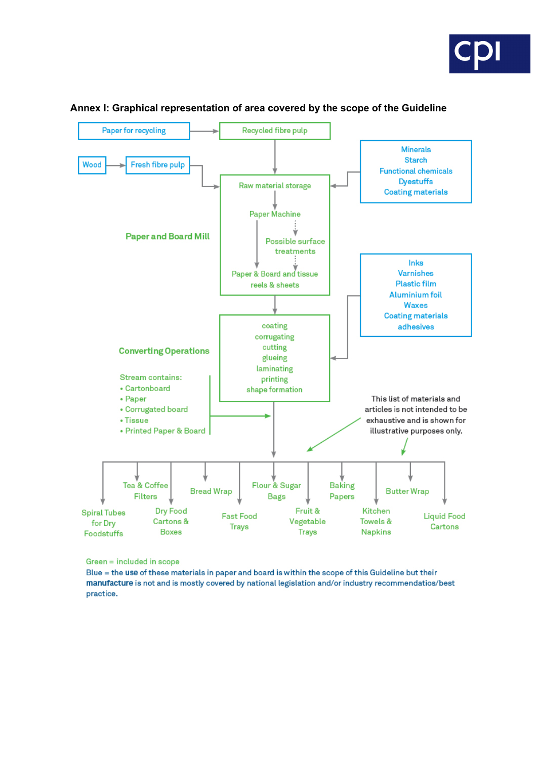## Annex I: Graphical representation of area covered by the scope of the Guideline

Paper for recycling

Recycled fibre pulp

Wood

Fresh fibre pulp

Minerals
Starch
Functional chemicals
Dyestuffs
Coating materials

Paper and Board Mill

Raw material storage

Paper Machine

Possible surface treatments

Paper & Board and tissue reels & sheets

Inks
Varnishes
Plastic film
Aluminium foil
Waxes
Coating materials
adhesives

Converting Operations

coating
corrugating
cutting
glueing
laminating
printing
shape formation

Stream contains:
- Cartonboard
- Paper
- Corrugated board
- Tissue
- Printed Paper & Board

This list of materials and articles is not intended to be exhaustive and is shown for illustrative purposes only.

Spiral Tubes for Dry Foodstuffs

Tea & Coffee Filters

Dry Food Cartons & Boxes

Bread Wrap

Fast Food Trays

Flour & Sugar Bags

Fruit & Vegetable Trays

Baking Papers

Kitchen Towels & Napkins

Butter Wrap

Liquid Food Cartons

Green = included in scope

Blue = the **use** of these materials in paper and board is within the scope of this Guideline but their **manufacture** is not and is mostly covered by national legislation and/or industry recommendatios/best practice.